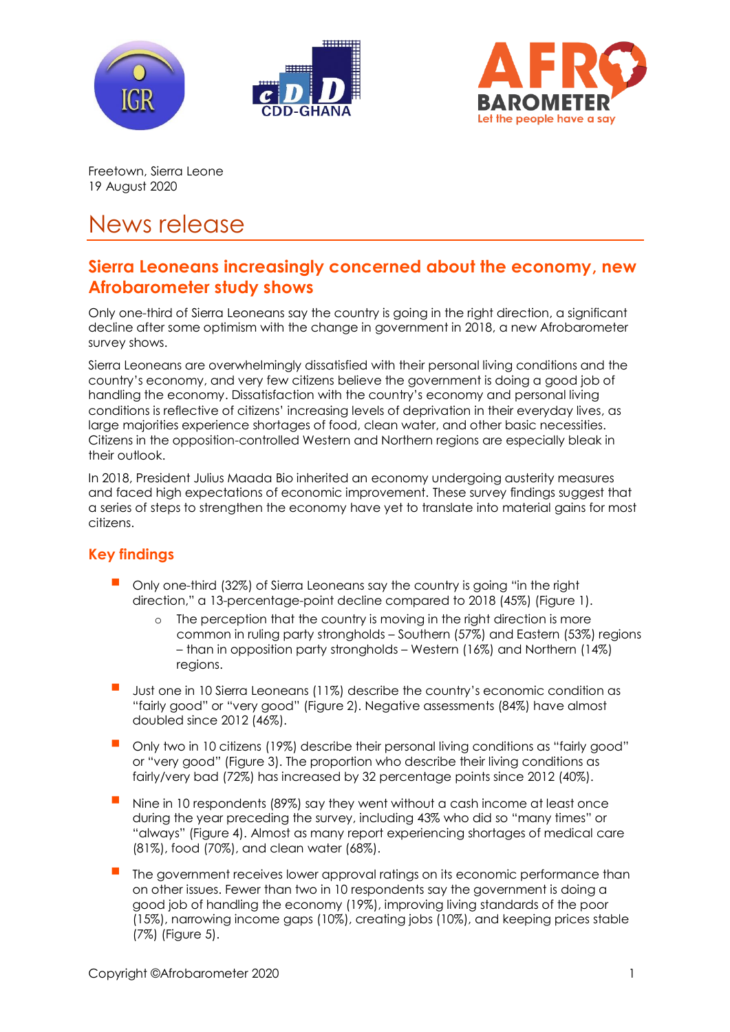Freetown, Sierra Leone
19 August 2020

# News release

## Sierra Leoneans increasingly concerned about the economy, new Afrobarometer study shows

Only one-third of Sierra Leoneans say the country is going in the right direction, a significant decline after some optimism with the change in government in 2018, a new Afrobarometer survey shows.

Sierra Leoneans are overwhelmingly dissatisfied with their personal living conditions and the country's economy, and very few citizens believe the government is doing a good job of handling the economy. Dissatisfaction with the country's economy and personal living conditions is reflective of citizens' increasing levels of deprivation in their everyday lives, as large majorities experience shortages of food, clean water, and other basic necessities. Citizens in the opposition-controlled Western and Northern regions are especially bleak in their outlook.

In 2018, President Julius Maada Bio inherited an economy undergoing austerity measures and faced high expectations of economic improvement. These survey findings suggest that a series of steps to strengthen the economy have yet to translate into material gains for most citizens.

### Key findings

- Only one-third (32%) of Sierra Leoneans say the country is going "in the right direction," a 13-percentage-point decline compared to 2018 (45%) (Figure 1).
    - The perception that the country is moving in the right direction is more common in ruling party strongholds – Southern (57%) and Eastern (53%) regions – than in opposition party strongholds – Western (16%) and Northern (14%) regions.
- Just one in 10 Sierra Leoneans (11%) describe the country's economic condition as "fairly good" or "very good" (Figure 2). Negative assessments (84%) have almost doubled since 2012 (46%).
- Only two in 10 citizens (19%) describe their personal living conditions as "fairly good" or "very good" (Figure 3). The proportion who describe their living conditions as fairly/very bad (72%) has increased by 32 percentage points since 2012 (40%).
- Nine in 10 respondents (89%) say they went without a cash income at least once during the year preceding the survey, including 43% who did so "many times" or "always" (Figure 4). Almost as many report experiencing shortages of medical care (81%), food (70%), and clean water (68%).
- The government receives lower approval ratings on its economic performance than on other issues. Fewer than two in 10 respondents say the government is doing a good job of handling the economy (19%), improving living standards of the poor (15%), narrowing income gaps (10%), creating jobs (10%), and keeping prices stable (7%) (Figure 5).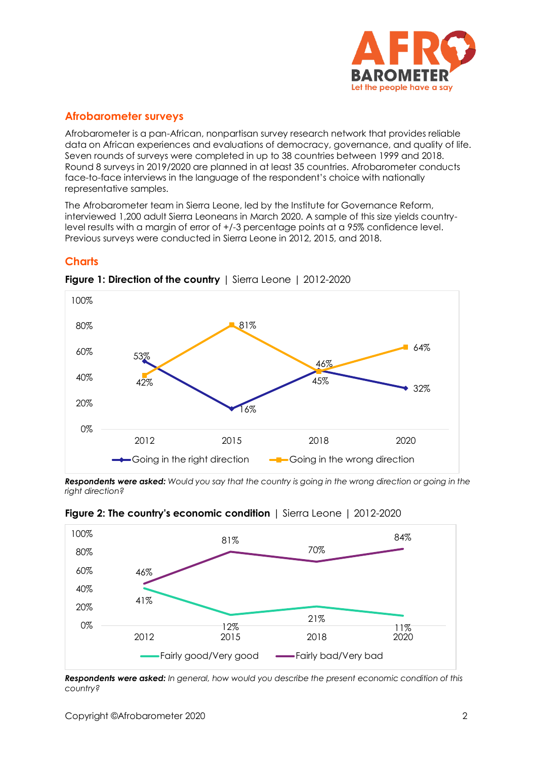## Afrobarometer surveys

Afrobarometer is a pan-African, nonpartisan survey research network that provides reliable data on African experiences and evaluations of democracy, governance, and quality of life. Seven rounds of surveys were completed in up to 38 countries between 1999 and 2018. Round 8 surveys in 2019/2020 are planned in at least 35 countries. Afrobarometer conducts face-to-face interviews in the language of the respondent's choice with nationally representative samples.

The Afrobarometer team in Sierra Leone, led by the Institute for Governance Reform, interviewed 1,200 adult Sierra Leoneans in March 2020. A sample of this size yields country-level results with a margin of error of +/-3 percentage points at a 95% confidence level. Previous surveys were conducted in Sierra Leone in 2012, 2015, and 2018.

## Charts

**Figure 1: Direction of the country** | Sierra Leone | 2012-2020

| | 2012 | 2015 | 2018 | 2020 |
|---|---|---|---|---|
| Going in the right direction | 53% | 16% | 46% | 32% |
| Going in the wrong direction | 42% | 81% | 45% | 64% |

***Respondents were asked:*** *Would you say that the country is going in the wrong direction or going in the right direction?*

**Figure 2: The country's economic condition** | Sierra Leone | 2012-2020

| | 2012 | 2015 | 2018 | 2020 |
|---|---|---|---|---|
| Fairly good/Very good | 41% | 12% | 21% | 11% |
| Fairly bad/Very bad | 46% | 81% | 70% | 84% |

***Respondents were asked:*** *In general, how would you describe the present economic condition of this country?*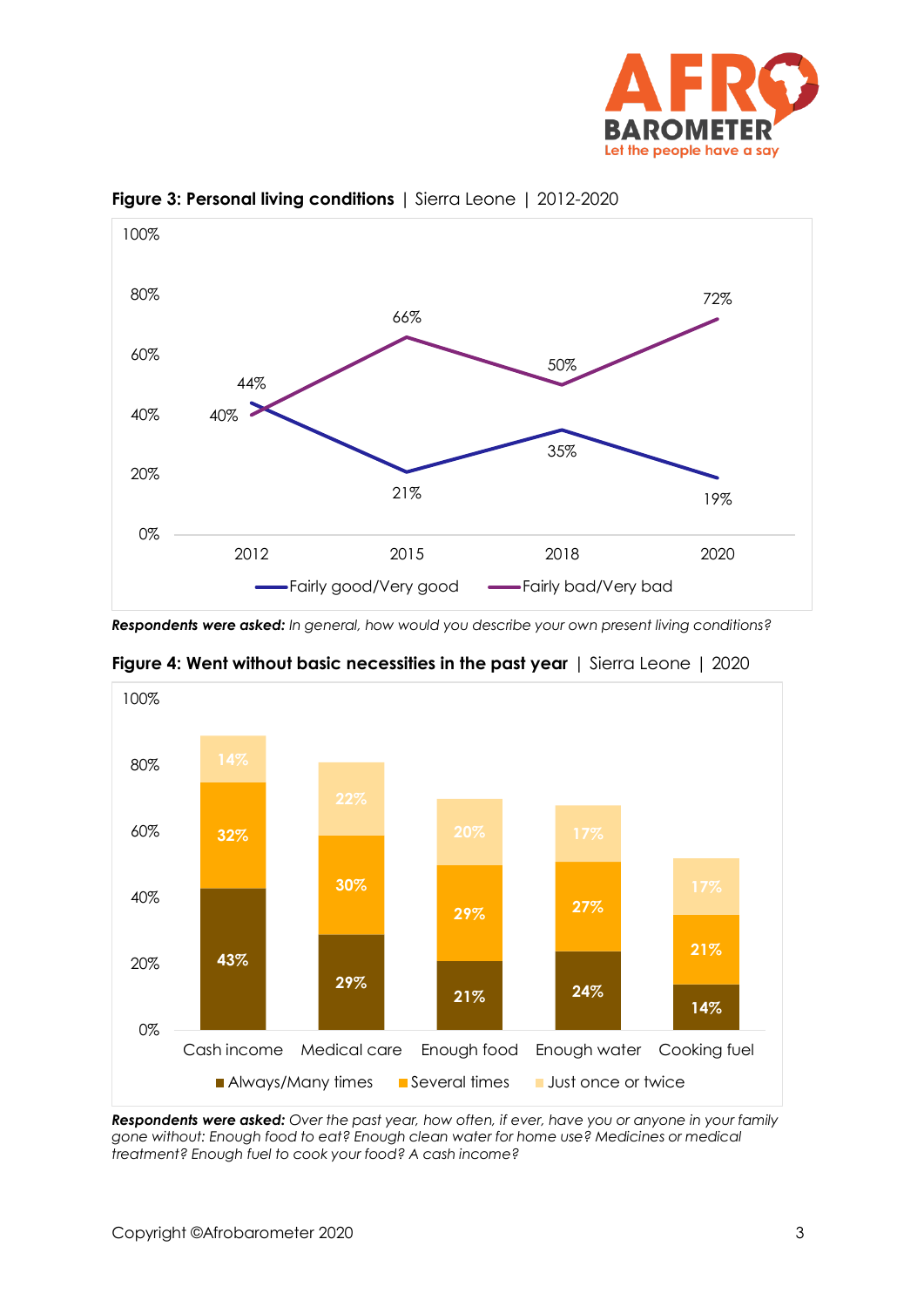**Figure 3: Personal living conditions** | Sierra Leone | 2012-2020

| Year | Fairly good/Very good | Fairly bad/Very bad |
|---|---|---|
| 2012 | 44% | 40% |
| 2015 | 21% | 66% |
| 2018 | 35% | 50% |
| 2020 | 19% | 72% |

***Respondents were asked:*** *In general, how would you describe your own present living conditions?*

**Figure 4: Went without basic necessities in the past year** | Sierra Leone | 2020

| | Always/Many times | Several times | Just once or twice |
|---|---|---|---|
| Cash income | 43% | 32% | 14% |
| Medical care | 29% | 30% | 22% |
| Enough food | 21% | 29% | 20% |
| Enough water | 24% | 27% | 17% |
| Cooking fuel | 14% | 21% | 17% |

***Respondents were asked:*** *Over the past year, how often, if ever, have you or anyone in your family gone without: Enough food to eat? Enough clean water for home use? Medicines or medical treatment? Enough fuel to cook your food? A cash income?*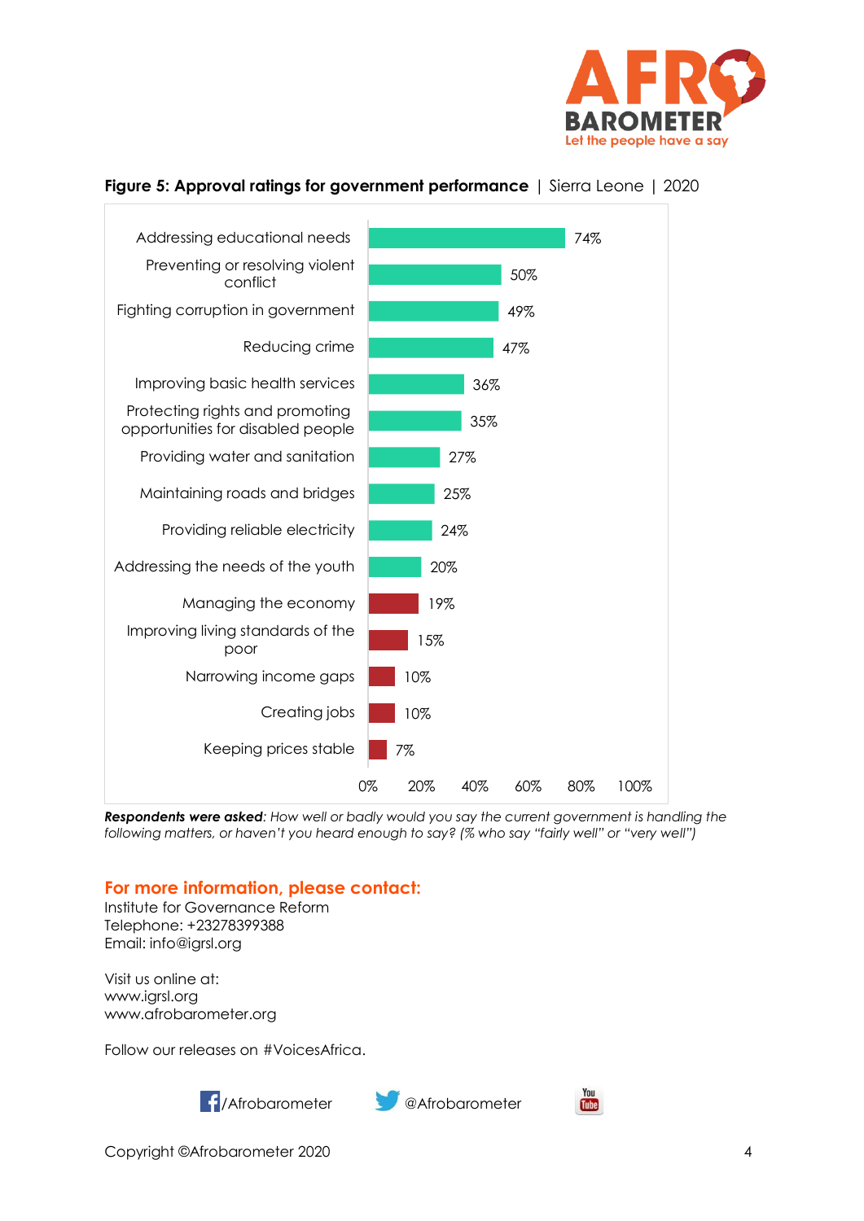**Figure 5: Approval ratings for government performance** | Sierra Leone | 2020

Addressing educational needs 74%
Preventing or resolving violent conflict 50%
Fighting corruption in government 49%
Reducing crime 47%
Improving basic health services 36%
Protecting rights and promoting opportunities for disabled people 35%
Providing water and sanitation 27%
Maintaining roads and bridges 25%
Providing reliable electricity 24%
Addressing the needs of the youth 20%
Managing the economy 19%
Improving living standards of the poor 15%
Narrowing income gaps 10%
Creating jobs 10%
Keeping prices stable 7%

0% 20% 40% 60% 80% 100%

***Respondents were asked****: How well or badly would you say the current government is handling the following matters, or haven't you heard enough to say? (% who say "fairly well" or "very well")*

## For more information, please contact:

Institute for Governance Reform
Telephone: +23278399388
Email: info@igrsl.org

Visit us online at:
www.igrsl.org
www.afrobarometer.org

Follow our releases on #VoicesAfrica.

/Afrobarometer @Afrobarometer

Copyright ©Afrobarometer 2020